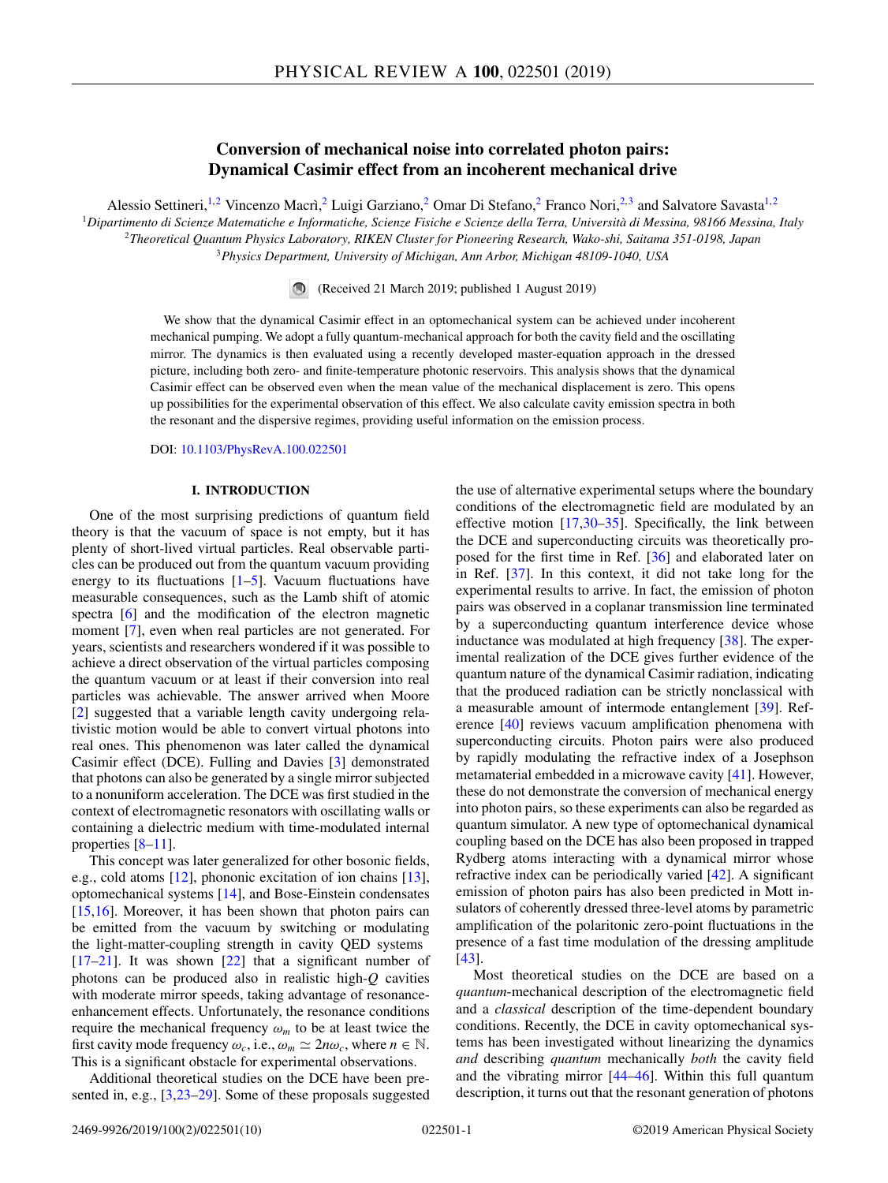# Conversion of mechanical noise into correlated photon pairs: Dynamical Casimir effect from an incoherent mechanical drive

Alessio Settineri,[1,2] Vincenzo Macrì,[2] Luigi Garziano,[2] Omar Di Stefano,[2] Franco Nori,[2,3] and Salvatore Savasta[1,2]

[1]*Dipartimento di Scienze Matematiche e Informatiche, Scienze Fisiche e Scienze della Terra, Università di Messina, 98166 Messina, Italy*
[2]*Theoretical Quantum Physics Laboratory, RIKEN Cluster for Pioneering Research, Wako-shi, Saitama 351-0198, Japan*
[3]*Physics Department, University of Michigan, Ann Arbor, Michigan 48109-1040, USA*

(Received 21 March 2019; published 1 August 2019)

We show that the dynamical Casimir effect in an optomechanical system can be achieved under incoherent mechanical pumping. We adopt a fully quantum-mechanical approach for both the cavity field and the oscillating mirror. The dynamics is then evaluated using a recently developed master-equation approach in the dressed picture, including both zero- and finite-temperature photonic reservoirs. This analysis shows that the dynamical Casimir effect can be observed even when the mean value of the mechanical displacement is zero. This opens up possibilities for the experimental observation of this effect. We also calculate cavity emission spectra in both the resonant and the dispersive regimes, providing useful information on the emission process.

DOI: 10.1103/PhysRevA.100.022501

## I. INTRODUCTION

One of the most surprising predictions of quantum field theory is that the vacuum of space is not empty, but it has plenty of short-lived virtual particles. Real observable particles can be produced out from the quantum vacuum providing energy to its fluctuations [1–5]. Vacuum fluctuations have measurable consequences, such as the Lamb shift of atomic spectra [6] and the modification of the electron magnetic moment [7], even when real particles are not generated. For years, scientists and researchers wondered if it was possible to achieve a direct observation of the virtual particles composing the quantum vacuum or at least if their conversion into real particles was achievable. The answer arrived when Moore [2] suggested that a variable length cavity undergoing relativistic motion would be able to convert virtual photons into real ones. This phenomenon was later called the dynamical Casimir effect (DCE). Fulling and Davies [3] demonstrated that photons can also be generated by a single mirror subjected to a nonuniform acceleration. The DCE was first studied in the context of electromagnetic resonators with oscillating walls or containing a dielectric medium with time-modulated internal properties [8–11].

This concept was later generalized for other bosonic fields, e.g., cold atoms [12], phononic excitation of ion chains [13], optomechanical systems [14], and Bose-Einstein condensates [15,16]. Moreover, it has been shown that photon pairs can be emitted from the vacuum by switching or modulating the light-matter-coupling strength in cavity QED systems [17–21]. It was shown [22] that a significant number of photons can be produced also in realistic high-$Q$ cavities with moderate mirror speeds, taking advantage of resonance-enhancement effects. Unfortunately, the resonance conditions require the mechanical frequency $\omega_m$ to be at least twice the first cavity mode frequency $\omega_c$, i.e., $\omega_m \simeq 2n\omega_c$, where $n \in \mathbb{N}$. This is a significant obstacle for experimental observations.

Additional theoretical studies on the DCE have been presented in, e.g., [3,23–29]. Some of these proposals suggested the use of alternative experimental setups where the boundary conditions of the electromagnetic field are modulated by an effective motion [17,30–35]. Specifically, the link between the DCE and superconducting circuits was theoretically proposed for the first time in Ref. [36] and elaborated later on in Ref. [37]. In this context, it did not take long for the experimental results to arrive. In fact, the emission of photon pairs was observed in a coplanar transmission line terminated by a superconducting quantum interference device whose inductance was modulated at high frequency [38]. The experimental realization of the DCE gives further evidence of the quantum nature of the dynamical Casimir radiation, indicating that the produced radiation can be strictly nonclassical with a measurable amount of intermode entanglement [39]. Reference [40] reviews vacuum amplification phenomena with superconducting circuits. Photon pairs were also produced by rapidly modulating the refractive index of a Josephson metamaterial embedded in a microwave cavity [41]. However, these do not demonstrate the conversion of mechanical energy into photon pairs, so these experiments can also be regarded as quantum simulator. A new type of optomechanical dynamical coupling based on the DCE has also been proposed in trapped Rydberg atoms interacting with a dynamical mirror whose refractive index can be periodically varied [42]. A significant emission of photon pairs has also been predicted in Mott insulators of coherently dressed three-level atoms by parametric amplification of the polaritonic zero-point fluctuations in the presence of a fast time modulation of the dressing amplitude [43].

Most theoretical studies on the DCE are based on a *quantum*-mechanical description of the electromagnetic field and a *classical* description of the time-dependent boundary conditions. Recently, the DCE in cavity optomechanical systems has been investigated without linearizing the dynamics *and* describing *quantum* mechanically *both* the cavity field and the vibrating mirror [44–46]. Within this full quantum description, it turns out that the resonant generation of photons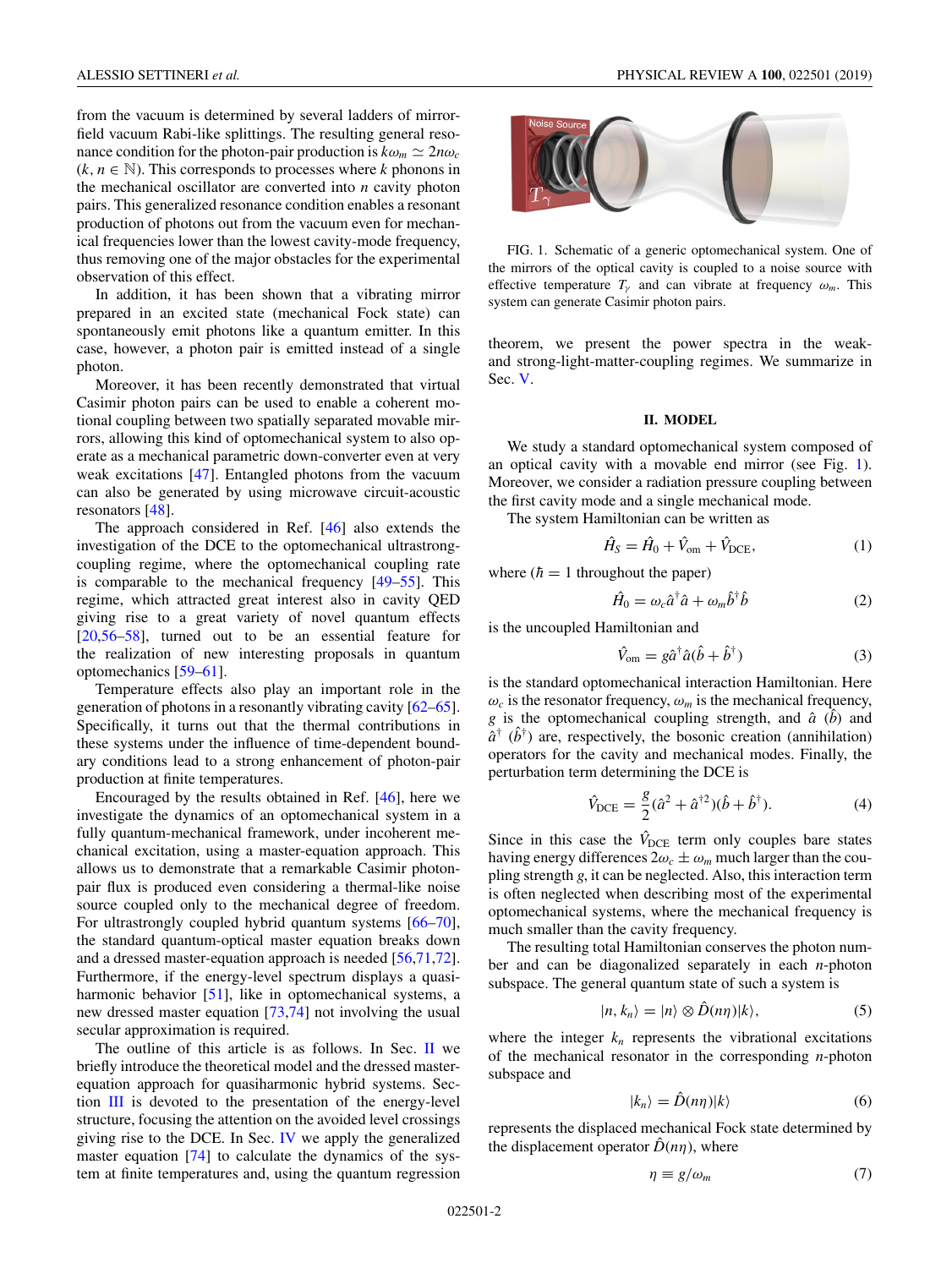from the vacuum is determined by several ladders of mirror-field vacuum Rabi-like splittings. The resulting general resonance condition for the photon-pair production is $k\omega_m \simeq 2n\omega_c$ ($k, n \in \mathbb{N}$). This corresponds to processes where $k$ phonons in the mechanical oscillator are converted into $n$ cavity photon pairs. This generalized resonance condition enables a resonant production of photons out from the vacuum even for mechanical frequencies lower than the lowest cavity-mode frequency, thus removing one of the major obstacles for the experimental observation of this effect.

In addition, it has been shown that a vibrating mirror prepared in an excited state (mechanical Fock state) can spontaneously emit photons like a quantum emitter. In this case, however, a photon pair is emitted instead of a single photon.

Moreover, it has been recently demonstrated that virtual Casimir photon pairs can be used to enable a coherent motional coupling between two spatially separated movable mirrors, allowing this kind of optomechanical system to also operate as a mechanical parametric down-converter even at very weak excitations [47]. Entangled photons from the vacuum can also be generated by using microwave circuit-acoustic resonators [48].

The approach considered in Ref. [46] also extends the investigation of the DCE to the optomechanical ultrastrong-coupling regime, where the optomechanical coupling rate is comparable to the mechanical frequency [49–55]. This regime, which attracted great interest also in cavity QED giving rise to a great variety of novel quantum effects [20,56–58], turned out to be an essential feature for the realization of new interesting proposals in quantum optomechanics [59–61].

Temperature effects also play an important role in the generation of photons in a resonantly vibrating cavity [62–65]. Specifically, it turns out that the thermal contributions in these systems under the influence of time-dependent boundary conditions lead to a strong enhancement of photon-pair production at finite temperatures.

Encouraged by the results obtained in Ref. [46], here we investigate the dynamics of an optomechanical system in a fully quantum-mechanical framework, including incoherent mechanical excitation, using a master-equation approach. This allows us to demonstrate that a remarkable Casimir photon-pair flux is produced even considering a thermal-like noise source coupled only to the mechanical degree of freedom. For ultrastrongly coupled hybrid quantum systems [66–70], the standard quantum-optical master equation breaks down and a dressed master-equation approach is needed [56,71,72]. Furthermore, if the energy-level spectrum displays a quasi-harmonic behavior [51], like in optomechanical systems, a new dressed master equation [73,74] not involving the usual secular approximation is required.

The outline of this article is as follows. In Sec. II we briefly introduce the theoretical model and the dressed master-equation approach for quasiharmonic hybrid systems. Section III is devoted to the presentation of the energy-level structure, focusing the attention on the avoided level crossings giving rise to the DCE. In Sec. IV we apply the generalized master equation [74] to calculate the dynamics of the system at finite temperatures and, using the quantum regression theorem, we present the power spectra in the weak- and strong-light-matter-coupling regimes. We summarize in Sec. V.

FIG. 1. Schematic of a generic optomechanical system. One of the mirrors of the optical cavity is coupled to a noise source with effective temperature $T_\gamma$ and can vibrate at frequency $\omega_m$. This system can generate Casimir photon pairs.

## II. MODEL

We study a standard optomechanical system composed of an optical cavity with a movable end mirror (see Fig. 1). Moreover, we consider a radiation pressure coupling between the first cavity mode and a single mechanical mode.

The system Hamiltonian can be written as

$$\hat{H}_S = \hat{H}_0 + \hat{V}_{\text{om}} + \hat{V}_{\text{DCE}}, \tag{1}$$

where ($\hbar = 1$ throughout the paper)

$$\hat{H}_0 = \omega_c \hat{a}^\dagger \hat{a} + \omega_m \hat{b}^\dagger \hat{b} \tag{2}$$

is the uncoupled Hamiltonian and

$$\hat{V}_{\text{om}} = g\hat{a}^\dagger \hat{a}(\hat{b} + \hat{b}^\dagger) \tag{3}$$

is the standard optomechanical interaction Hamiltonian. Here $\omega_c$ is the resonator frequency, $\omega_m$ is the mechanical frequency, $g$ is the optomechanical coupling strength, and $\hat{a}$ ($\hat{b}$) and $\hat{a}^\dagger$ ($\hat{b}^\dagger$) are, respectively, the bosonic creation (annihilation) operators for the cavity and mechanical modes. Finally, the perturbation term determining the DCE is

$$\hat{V}_{\text{DCE}} = \frac{g}{2}(\hat{a}^2 + \hat{a}^{\dagger 2})(\hat{b} + \hat{b}^\dagger). \tag{4}$$

Since in this case the $\hat{V}_{\text{DCE}}$ term only couples bare states having energy differences $2\omega_c \pm \omega_m$ much larger than the coupling strength $g$, it can be neglected. Also, this interaction term is often neglected when describing most of the experimental optomechanical systems, where the mechanical frequency is much smaller than the cavity frequency.

The resulting total Hamiltonian conserves the photon number and can be diagonalized separately in each $n$-photon subspace. The general quantum state of such a system is

$$|n, k_n\rangle = |n\rangle \otimes \hat{D}(n\eta)|k\rangle, \tag{5}$$

where the integer $k_n$ represents the vibrational excitations of the mechanical resonator in the corresponding $n$-photon subspace and

$$|k_n\rangle = \hat{D}(n\eta)|k\rangle \tag{6}$$

represents the displaced mechanical Fock state determined by the displacement operator $\hat{D}(n\eta)$, where

$$\eta \equiv g/\omega_m \tag{7}$$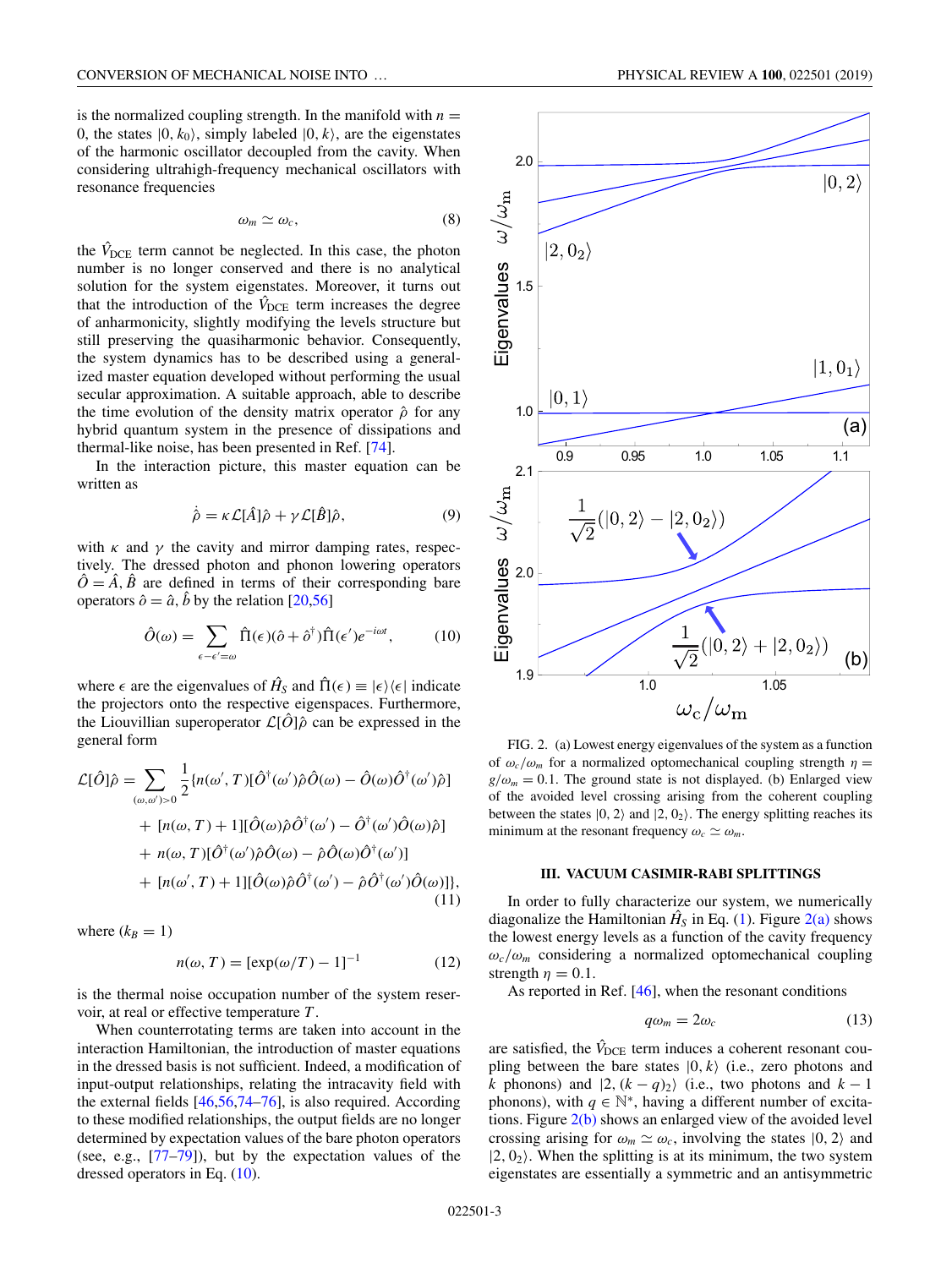is the normalized coupling strength. In the manifold with $n = 0$, the states $|0, k_0\rangle$, simply labeled $|0, k\rangle$, are the eigenstates of the harmonic oscillator decoupled from the cavity. When considering ultrahigh-frequency mechanical oscillators with resonance frequencies

$$\omega_m \simeq \omega_c, \tag{8}$$

the $\hat{V}_{\rm DCE}$ term cannot be neglected. In this case, the photon number is no longer conserved and there is no analytical solution for the system eigenstates. Moreover, it turns out that the introduction of the $\hat{V}_{\rm DCE}$ term increases the degree of anharmonicity, slightly modifying the levels structure but still preserving the quasiharmonic behavior. Consequently, the system dynamics has to be described using a generalized master equation developed without performing the usual secular approximation. A suitable approach, able to describe the time evolution of the density matrix operator $\hat{\rho}$ for any hybrid quantum system in the presence of dissipations and thermal-like noise, has been presented in Ref. [74].

In the interaction picture, this master equation can be written as

$$\dot{\hat{\rho}} = \kappa \mathcal{L}[\hat{A}]\hat{\rho} + \gamma \mathcal{L}[\hat{B}]\hat{\rho}, \tag{9}$$

with $\kappa$ and $\gamma$ the cavity and mirror damping rates, respectively. The dressed photon and phonon lowering operators $\hat{O} = \hat{A}, \hat{B}$ are defined in terms of their corresponding bare operators $\hat{o} = \hat{a}, \hat{b}$ by the relation [20,56]

$$\hat{O}(\omega) = \sum_{\epsilon - \epsilon' = \omega} \hat{\Pi}(\epsilon)(\hat{o} + \hat{o}^\dagger)\hat{\Pi}(\epsilon')e^{-i\omega t}, \tag{10}$$

where $\epsilon$ are the eigenvalues of $\hat{H}_S$ and $\hat{\Pi}(\epsilon) \equiv |\epsilon\rangle\langle\epsilon|$ indicate the projectors onto the respective eigenspaces. Furthermore, the Liouvillian superoperator $\mathcal{L}[\hat{O}]\hat{\rho}$ can be expressed in the general form

$$\begin{aligned}
\mathcal{L}[\hat{O}]\hat{\rho} = \sum_{(\omega,\omega')>0} \frac{1}{2}\{&n(\omega', T)[\hat{O}^\dagger(\omega')\hat{\rho}\hat{O}(\omega) - \hat{O}(\omega)\hat{O}^\dagger(\omega')\hat{\rho}] \\
&+ [n(\omega, T) + 1][\hat{O}(\omega)\hat{\rho}\hat{O}^\dagger(\omega') - \hat{O}^\dagger(\omega')\hat{O}(\omega)\hat{\rho}] \\
&+ n(\omega, T)[\hat{O}^\dagger(\omega')\hat{\rho}\hat{O}(\omega) - \hat{\rho}\hat{O}(\omega)\hat{O}^\dagger(\omega')] \\
&+ [n(\omega', T) + 1][\hat{O}(\omega)\hat{\rho}\hat{O}^\dagger(\omega') - \hat{\rho}\hat{O}^\dagger(\omega')\hat{O}(\omega)]\},
\end{aligned} \tag{11}$$

where ($k_B = 1$)

$$n(\omega, T) = [\exp(\omega/T) - 1]^{-1} \tag{12}$$

is the thermal noise occupation number of the system reservoir, at real or effective temperature $T$.

When counterrotating terms are taken into account in the interaction Hamiltonian, the introduction of master equations in the dressed basis is not sufficient. Indeed, a modification of input-output relationships, relating the intracavity field with the external fields [46,56,74–76], is also required. According to these modified relationships, the output fields are no longer determined by expectation values of the bare photon operators (see, e.g., [77–79]), but by the expectation values of the dressed operators in Eq. (10).

FIG. 2. (a) Lowest energy eigenvalues of the system as a function of $\omega_c/\omega_m$ for a normalized optomechanical coupling strength $\eta = g/\omega_m = 0.1$. The ground state is not displayed. (b) Enlarged view of the avoided level crossing arising from the coherent coupling between the states $|0, 2\rangle$ and $|2, 0_2\rangle$. The energy splitting reaches its minimum at the resonant frequency $\omega_c \simeq \omega_m$.

## III. VACUUM CASIMIR-RABI SPLITTINGS

In order to fully characterize our system, we numerically diagonalize the Hamiltonian $\hat{H}_S$ in Eq. (1). Figure 2(a) shows the lowest energy levels as a function of the cavity frequency $\omega_c/\omega_m$ considering a normalized optomechanical coupling strength $\eta = 0.1$.

As reported in Ref. [46], when the resonant conditions

$$q\omega_m = 2\omega_c \tag{13}$$

are satisfied, the $\hat{V}_{\rm DCE}$ term induces a coherent resonant coupling between the bare states $|0, k\rangle$ (i.e., zero photons and $k$ phonons) and $|2, (k - q)_2\rangle$ (i.e., two photons and $k - 1$ phonons), with $q \in \mathbb{N}^*$, having a different number of excitations. Figure 2(b) shows an enlarged view of the avoided level crossing arising for $\omega_m \simeq \omega_c$, involving the states $|0, 2\rangle$ and $|2, 0_2\rangle$. When the splitting is at its minimum, the two system eigenstates are essentially a symmetric and an antisymmetric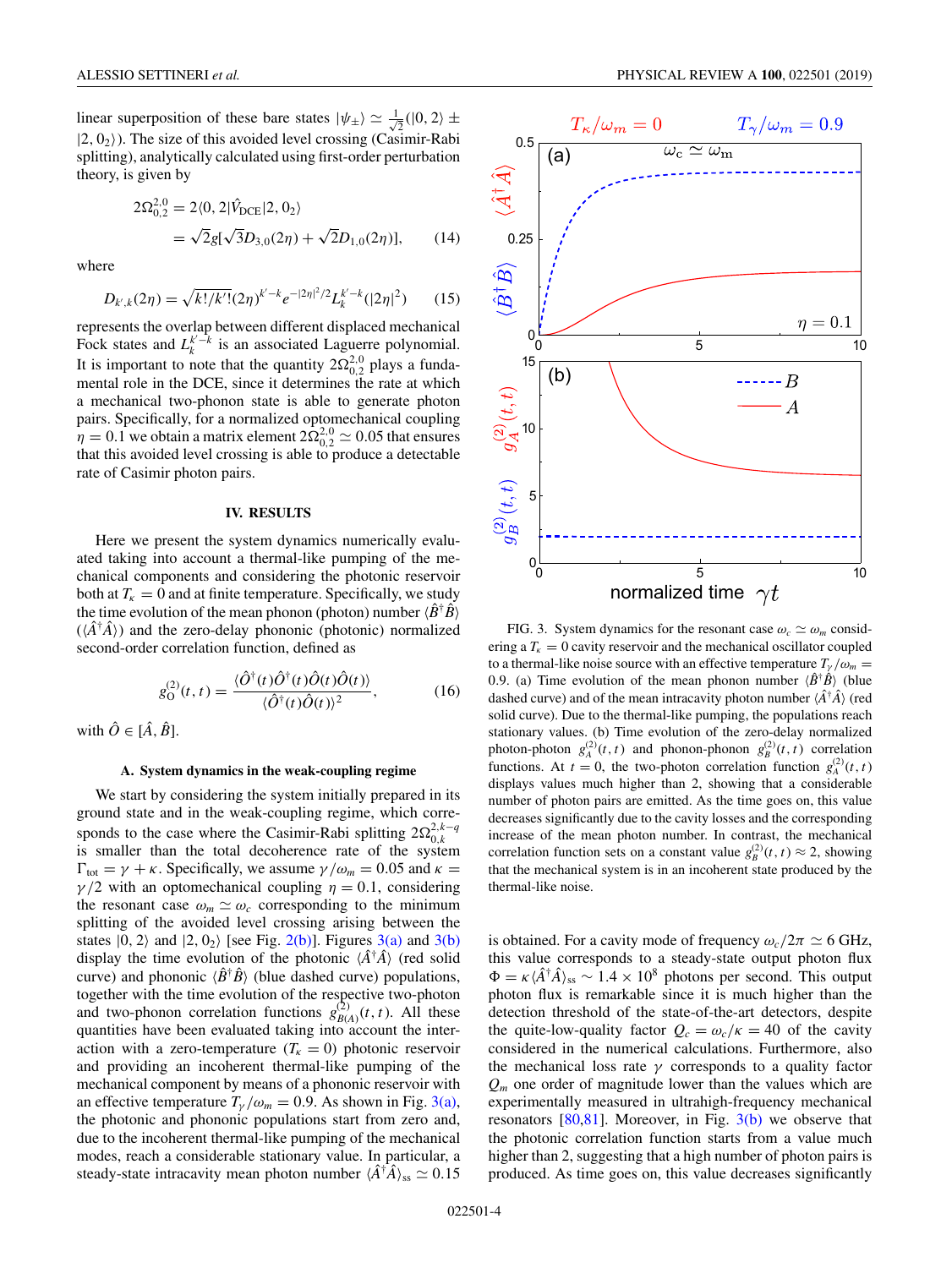linear superposition of these bare states $|\psi_\pm\rangle \simeq \frac{1}{\sqrt{2}}(|0,2\rangle \pm |2,0_2\rangle)$. The size of this avoided level crossing (Casimir-Rabi splitting), analytically calculated using first-order perturbation theory, is given by

$$
\begin{aligned}
2\Omega_{0,2}^{2,0} &= 2\langle 0,2|\hat{V}_{\rm DCE}|2,0_2\rangle \\
&= \sqrt{2}g[\sqrt{3}D_{3,0}(2\eta) + \sqrt{2}D_{1,0}(2\eta)], \qquad (14)
\end{aligned}
$$

where

$$
D_{k',k}(2\eta) = \sqrt{k!/k'!}(2\eta)^{k'-k}e^{-|2\eta|^2/2}L_k^{k'-k}(|2\eta|^2) \qquad (15)
$$

represents the overlap between different displaced mechanical Fock states and $L_k^{k'-k}$ is an associated Laguerre polynomial. It is important to note that the quantity $2\Omega_{0,2}^{2,0}$ plays a fundamental role in the DCE, since it determines the rate at which a mechanical two-phonon state is able to generate photon pairs. Specifically, for a normalized optomechanical coupling $\eta = 0.1$ we obtain a matrix element $2\Omega_{0,2}^{2,0} \simeq 0.05$ that ensures that this avoided level crossing is able to produce a detectable rate of Casimir photon pairs.

## IV. RESULTS

Here we present the system dynamics numerically evaluated taking into account a thermal-like pumping of the mechanical components and considering the photonic reservoir both at $T_\kappa = 0$ and at finite temperature. Specifically, we study the time evolution of the mean phonon (photon) number $\langle\hat{B}^\dagger\hat{B}\rangle$ ($\langle\hat{A}^\dagger\hat{A}\rangle$) and the zero-delay phononic (photonic) normalized second-order correlation function, defined as

$$
g_{\rm O}^{(2)}(t,t) = \frac{\langle\hat{O}^\dagger(t)\hat{O}^\dagger(t)\hat{O}(t)\hat{O}(t)\rangle}{\langle\hat{O}^\dagger(t)\hat{O}(t)\rangle^2}, \qquad (16)
$$

with $\hat{O} \in [\hat{A},\hat{B}]$.

### A. System dynamics in the weak-coupling regime

We start by considering the system initially prepared in its ground state and in the weak-coupling regime, which corresponds to the case where the Casimir-Rabi splitting $2\Omega_{0,k}^{2,k-q}$ is smaller than the total decoherence rate of the system $\Gamma_{\rm tot} = \gamma + \kappa$. Specifically, we assume $\gamma/\omega_m = 0.05$ and $\kappa = \gamma/2$ with an optomechanical coupling $\eta = 0.1$, considering the resonant case $\omega_m \simeq \omega_c$ corresponding to the minimum splitting of the avoided level crossing arising between the states $|0,2\rangle$ and $|2,0_2\rangle$ [see Fig. 2(b)]. Figures 3(a) and 3(b) display the time evolution of the photonic $\langle\hat{A}^\dagger\hat{A}\rangle$ (red solid curve) and phononic $\langle\hat{B}^\dagger\hat{B}\rangle$ (blue dashed curve) populations, together with the time evolution of the respective two-photon and two-phonon correlation functions $g_{B(A)}^{(2)}(t,t)$. All these quantities have been evaluated taking into account the interaction with a zero-temperature ($T_\kappa = 0$) photonic reservoir and providing an incoherent thermal-like pumping of the mechanical component by means of a phononic reservoir with an effective temperature $T_\gamma/\omega_m = 0.9$. As shown in Fig. 3(a), the photonic and phononic populations start from zero and, due to the incoherent thermal-like pumping of the mechanical modes, reach a considerable stationary value. In particular, a steady-state intracavity mean photon number $\langle\hat{A}^\dagger\hat{A}\rangle_{\rm ss} \simeq 0.15$ is obtained. For a cavity mode of frequency $\omega_c/2\pi \simeq 6$ GHz, this value corresponds to a steady-state output photon flux $\Phi = \kappa\langle\hat{A}^\dagger\hat{A}\rangle_{\rm ss} \sim 1.4 \times 10^8$ photons per second. This output photon flux is remarkable since it is much higher than the detection threshold of the state-of-the-art detectors, despite the quite-low-quality factor $Q_c = \omega_c/\kappa = 40$ of the cavity considered in the numerical calculations. Furthermore, also the mechanical loss rate $\gamma$ corresponds to a quality factor $Q_m$ one order of magnitude lower than the values which are experimentally measured in ultrahigh-frequency mechanical resonators [80,81]. Moreover, in Fig. 3(b) we observe that the photonic correlation function starts from a value much higher than 2, suggesting that a high number of photon pairs is produced. As time goes on, this value decreases significantly

FIG. 3. System dynamics for the resonant case $\omega_c \simeq \omega_m$ considering a $T_\kappa = 0$ cavity reservoir and the mechanical oscillator coupled to a thermal-like noise source with an effective temperature $T_\gamma/\omega_m = 0.9$. (a) Time evolution of the mean phonon number $\langle\hat{B}^\dagger\hat{B}\rangle$ (blue dashed curve) and of the mean intracavity photon number $\langle\hat{A}^\dagger\hat{A}\rangle$ (red solid curve). Due to the thermal-like pumping, the populations reach stationary values. (b) Time evolution of the zero-delay normalized photon-photon $g_A^{(2)}(t,t)$ and phonon-phonon $g_B^{(2)}(t,t)$ correlation functions. At $t = 0$, the two-photon correlation function $g_A^{(2)}(t,t)$ displays values much higher than 2, showing that a considerable number of photon pairs are emitted. As the time goes on, this value decreases significantly due to the cavity losses and the corresponding increase of the mean photon number. In contrast, the mechanical correlation function sets on a constant value $g_B^{(2)}(t,t) \approx 2$, showing that the mechanical system is in an incoherent state produced by the thermal-like noise.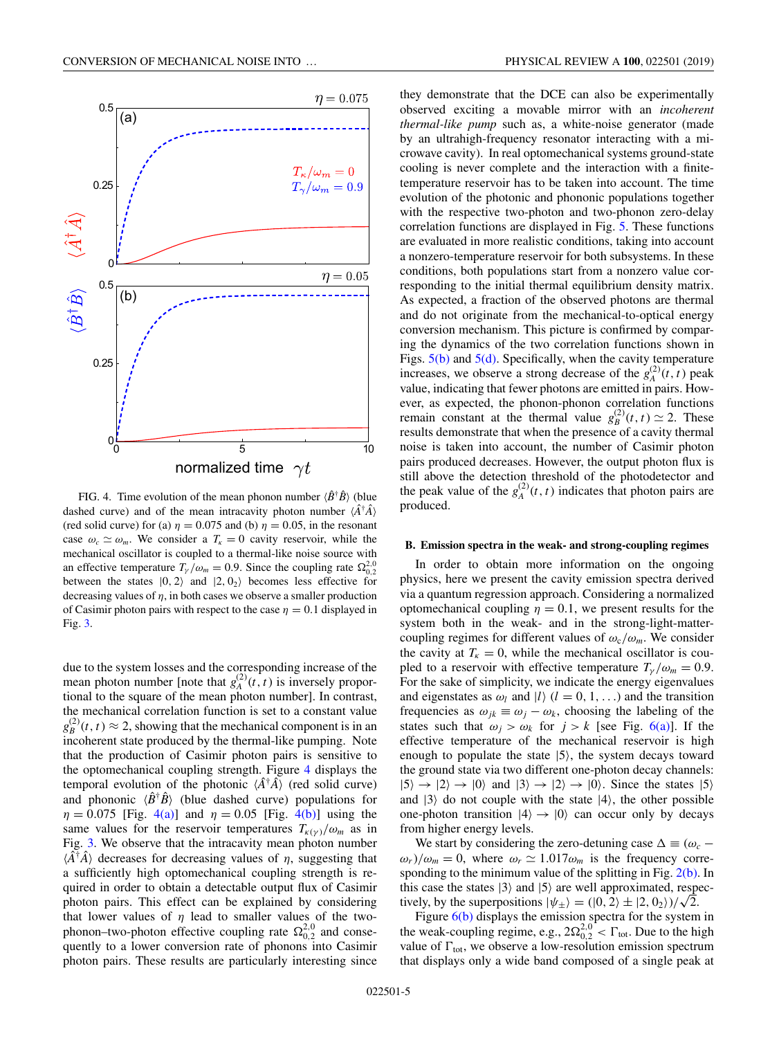FIG. 4. Time evolution of the mean phonon number $\langle \hat{B}^\dagger \hat{B} \rangle$ (blue dashed curve) and of the mean intracavity photon number $\langle \hat{A}^\dagger \hat{A} \rangle$ (red solid curve) for (a) $\eta = 0.075$ and (b) $\eta = 0.05$, in the resonant case $\omega_c \simeq \omega_m$. We consider a $T_\kappa = 0$ cavity reservoir, while the mechanical oscillator is coupled to a thermal-like noise source with an effective temperature $T_\gamma/\omega_m = 0.9$. Since the coupling rate $\Omega_{0,2}^{2,0}$ between the states $|0, 2\rangle$ and $|2, 0_2\rangle$ becomes less effective for decreasing values of $\eta$, in both cases we observe a smaller production of Casimir photon pairs with respect to the case $\eta = 0.1$ displayed in Fig. 3.

due to the system losses and the corresponding increase of the mean photon number [note that $g_A^{(2)}(t, t)$ is inversely proportional to the square of the mean photon number]. In contrast, the mechanical correlation function is set to a constant value $g_B^{(2)}(t, t) \approx 2$, showing that the mechanical component is in an incoherent state produced by the thermal-like pumping. Note that the production of Casimir photon pairs is sensitive to the optomechanical coupling strength. Figure 4 displays the temporal evolution of the photonic $\langle \hat{A}^\dagger \hat{A} \rangle$ (red solid curve) and phononic $\langle \hat{B}^\dagger \hat{B} \rangle$ (blue dashed curve) populations for $\eta = 0.075$ [Fig. 4(a)] and $\eta = 0.05$ [Fig. 4(b)] using the same values for the reservoir temperatures $T_{\kappa(\gamma)}/\omega_m$ as in Fig. 3. We observe that the intracavity mean photon number $\langle \hat{A}^\dagger \hat{A} \rangle$ decreases for decreasing values of $\eta$, suggesting that a sufficiently high optomechanical coupling strength is required in order to obtain a detectable output flux of Casimir photon pairs. This effect can be explained by considering that lower values of $\eta$ lead to smaller values of the two-phonon–two-photon effective coupling rate $\Omega_{0,2}^{2,0}$ and consequently to a lower conversion rate of phonons into Casimir photon pairs. These results are particularly interesting since they demonstrate that the DCE can also be experimentally observed exciting a movable mirror with an *incoherent thermal-like pump* such as, a white-noise generator (made by an ultrahigh-frequency resonator interacting with a microwave cavity). In real optomechanical systems ground-state cooling is never complete and the interaction with a finite-temperature reservoir has to be taken into account. The time evolution of the photonic and phononic populations together with the respective two-photon and two-phonon zero-delay correlation functions are displayed in Fig. 5. These functions are evaluated in more realistic conditions, taking into account a nonzero-temperature reservoir for both subsystems. In these conditions, both populations start from a nonzero value corresponding to the initial thermal equilibrium density matrix. As expected, a fraction of the observed photons are thermal and do not originate from the mechanical-to-optical energy conversion mechanism. This picture is confirmed by comparing the dynamics of the two correlation functions shown in Figs. 5(b) and 5(d). Specifically, when the cavity temperature increases, we observe a strong decrease of the $g_A^{(2)}(t, t)$ peak value, indicating that fewer photons are emitted in pairs. However, as expected, the phonon-phonon correlation functions remain constant at the thermal value $g_B^{(2)}(t, t) \simeq 2$. These results demonstrate that when the presence of a cavity thermal noise is taken into account, the number of Casimir photon pairs produced decreases. However, the output photon flux is still above the detection threshold of the photodetector and the peak value of the $g_A^{(2)}(t, t)$ indicates that photon pairs are produced.

### B. Emission spectra in the weak- and strong-coupling regimes

In order to obtain more information on the ongoing physics, here we present the cavity emission spectra derived via a quantum regression approach. Considering a normalized optomechanical coupling $\eta = 0.1$, we present results for the system both in the weak- and in the strong-light-matter-coupling regimes for different values of $\omega_c/\omega_m$. We consider the cavity at $T_\kappa = 0$, while the mechanical oscillator is coupled to a reservoir with effective temperature $T_\gamma/\omega_m = 0.9$. For the sake of simplicity, we indicate the energy eigenvalues and eigenstates as $\omega_l$ and $|l\rangle$ $(l = 0, 1, \ldots)$ and the transition frequencies as $\omega_{jk} \equiv \omega_j - \omega_k$, choosing the labeling of the states such that $\omega_j > \omega_k$ for $j > k$ [see Fig. 6(a)]. If the effective temperature of the mechanical reservoir is high enough to populate the state $|5\rangle$, the system decays toward the ground state via two different one-photon decay channels: $|5\rangle \to |2\rangle \to |0\rangle$ and $|3\rangle \to |2\rangle \to |0\rangle$. Since the states $|5\rangle$ and $|3\rangle$ do not couple with the state $|4\rangle$, the other possible one-photon transition $|4\rangle \to |0\rangle$ can occur only by decays from higher energy levels.

We start by considering the zero-detuning case $\Delta \equiv (\omega_c - \omega_r)/\omega_m = 0$, where $\omega_r \simeq 1.017\omega_m$ is the frequency corresponding to the minimum value of the splitting in Fig. 2(b). In this case the states $|3\rangle$ and $|5\rangle$ are well approximated, respectively, by the superpositions $|\psi_\pm\rangle = (|0, 2\rangle \pm |2, 0_2\rangle)/\sqrt{2}$.

Figure 6(b) displays the emission spectra for the system in the weak-coupling regime, e.g., $2\Omega_{0,2}^{2,0} < \Gamma_{\text{tot}}$. Due to the high value of $\Gamma_{\text{tot}}$, we observe a low-resolution emission spectrum that displays only a wide band composed of a single peak at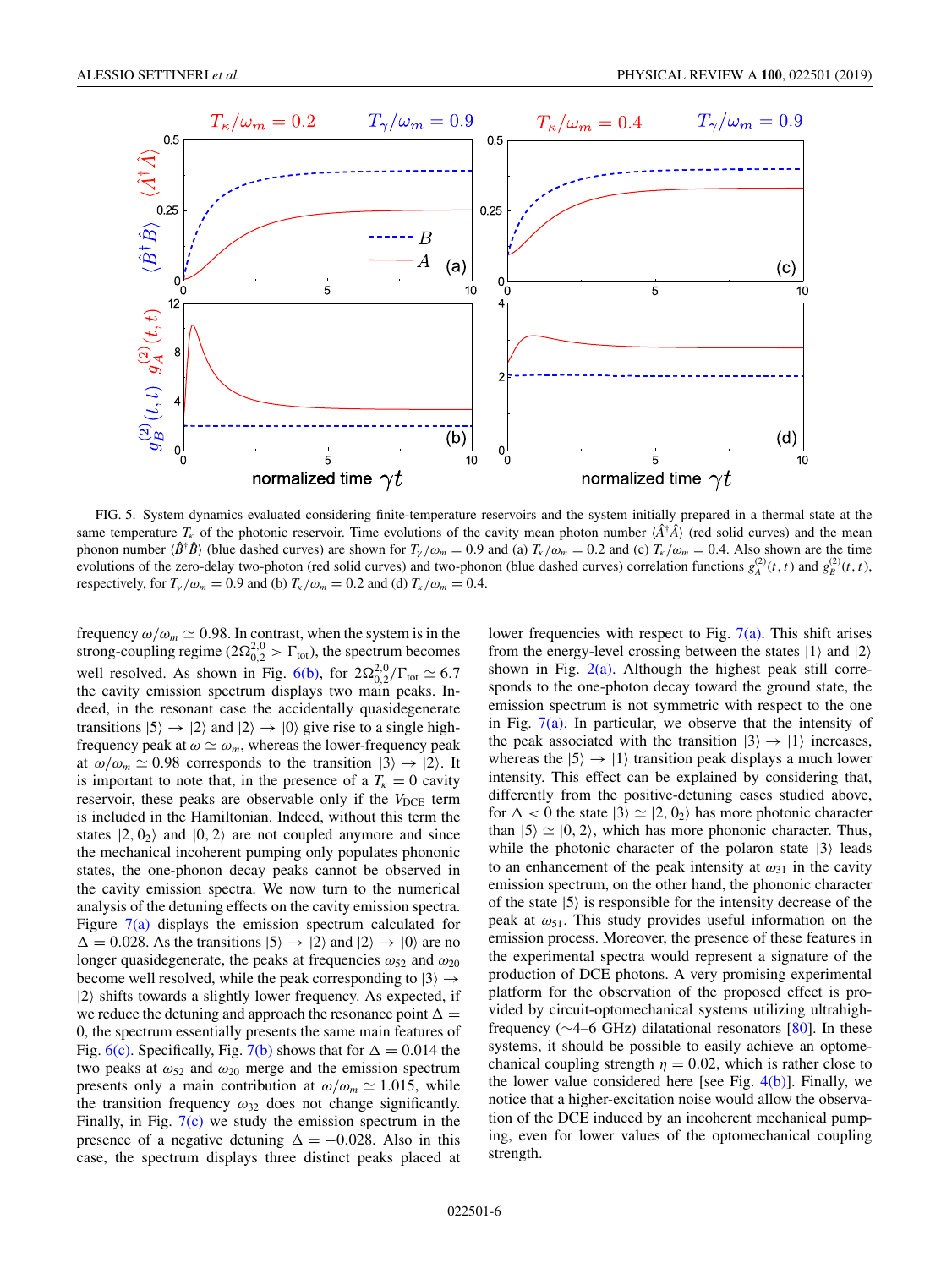FIG. 5. System dynamics evaluated considering finite-temperature reservoirs and the system initially prepared in a thermal state at the same temperature $T_\kappa$ of the photonic reservoir. Time evolutions of the cavity mean photon number $\langle \hat{A}^\dagger \hat{A} \rangle$ (red solid curves) and the mean phonon number $\langle \hat{B}^\dagger \hat{B} \rangle$ (blue dashed curves) are shown for $T_\gamma/\omega_m = 0.9$ and (a) $T_\kappa/\omega_m = 0.2$ and (c) $T_\kappa/\omega_m = 0.4$. Also shown are the time evolutions of the zero-delay two-photon (red solid curves) and two-phonon (blue dashed curves) correlation functions $g_A^{(2)}(t,t)$ and $g_B^{(2)}(t,t)$, respectively, for $T_\gamma/\omega_m = 0.9$ and (b) $T_\kappa/\omega_m = 0.2$ and (d) $T_\kappa/\omega_m = 0.4$.

frequency $\omega/\omega_m \simeq 0.98$. In contrast, when the system is in the strong-coupling regime ($2\Omega_{0,2}^{2,0} > \Gamma_{\text{tot}}$), the spectrum becomes well resolved. As shown in Fig. 6(b), for $2\Omega_{0,2}^{2,0}/\Gamma_{\text{tot}} \simeq 6.7$ the cavity emission spectrum displays two main peaks. Indeed, in the resonant case the accidentally quasidegenerate transitions $|5\rangle \rightarrow |2\rangle$ and $|2\rangle \rightarrow |0\rangle$ give rise to a single high-frequency peak at $\omega \simeq \omega_m$, whereas the lower-frequency peak at $\omega/\omega_m \simeq 0.98$ corresponds to the transition $|3\rangle \rightarrow |2\rangle$. It is important to note that, in the presence of a $T_\kappa = 0$ cavity reservoir, these peaks are observable only if the $V_{\text{DCE}}$ term is included in the Hamiltonian. Indeed, without this term the states $|2, 0_2\rangle$ and $|0, 2\rangle$ are not coupled anymore and since the mechanical incoherent pumping only populates phononic states, the one-phonon decay peaks cannot be observed in the cavity emission spectra. We now turn to the numerical analysis of the detuning effects on the cavity emission spectra. Figure 7(a) displays the emission spectrum calculated for $\Delta = 0.028$. As the transitions $|5\rangle \rightarrow |2\rangle$ and $|2\rangle \rightarrow |0\rangle$ are no longer quasidegenerate, the peaks at frequencies $\omega_{52}$ and $\omega_{20}$ become well resolved, while the peak corresponding to $|3\rangle \rightarrow |2\rangle$ shifts towards a slightly lower frequency. As expected, if we reduce the detuning and approach the resonance point $\Delta = 0$, the spectrum essentially presents the same main features of Fig. 6(c). Specifically, Fig. 7(b) shows that for $\Delta = 0.014$ the two peaks at $\omega_{52}$ and $\omega_{20}$ merge and the emission spectrum presents only a main contribution at $\omega/\omega_m \simeq 1.015$, while the transition frequency $\omega_{32}$ does not change significantly. Finally, in Fig. 7(c) we study the emission spectrum in the presence of a negative detuning $\Delta = -0.028$. Also in this case, the spectrum displays three distinct peaks placed at lower frequencies with respect to Fig. 7(a). This shift arises from the energy-level crossing between the states $|1\rangle$ and $|2\rangle$ shown in Fig. 2(a). Although the highest peak still corresponds to the one-photon decay toward the ground state, the emission spectrum is not symmetric with respect to the one in Fig. 7(a). In particular, we observe that the intensity of the peak associated with the transition $|3\rangle \rightarrow |1\rangle$ increases, whereas the $|5\rangle \rightarrow |1\rangle$ transition peak displays a much lower intensity. This effect can be explained by considering that, differently from the positive-detuning cases studied above, for $\Delta < 0$ the state $|3\rangle \simeq |2, 0_2\rangle$ has more photonic character than $|5\rangle \simeq |0, 2\rangle$, which has more phononic character. Thus, while the photonic character of the polaron state $|3\rangle$ leads to an enhancement of the peak intensity at $\omega_{31}$ in the cavity emission spectrum, on the other hand, the phononic character of the state $|5\rangle$ is responsible for the intensity decrease of the peak at $\omega_{51}$. This study provides useful information on the emission process. Moreover, the presence of these features in the experimental spectra would represent a signature of the production of DCE photons. A very promising experimental platform for the observation of the proposed effect is provided by circuit-optomechanical systems utilizing ultrahigh-frequency (~4–6 GHz) dilatational resonators [80]. In these systems, it should be possible to easily achieve an optomechanical coupling strength $\eta = 0.02$, which is rather close to the lower value considered here [see Fig. 4(b)]. Finally, we notice that a higher-excitation noise would allow the observation of the DCE induced by an incoherent mechanical pumping, even for lower values of the optomechanical coupling strength.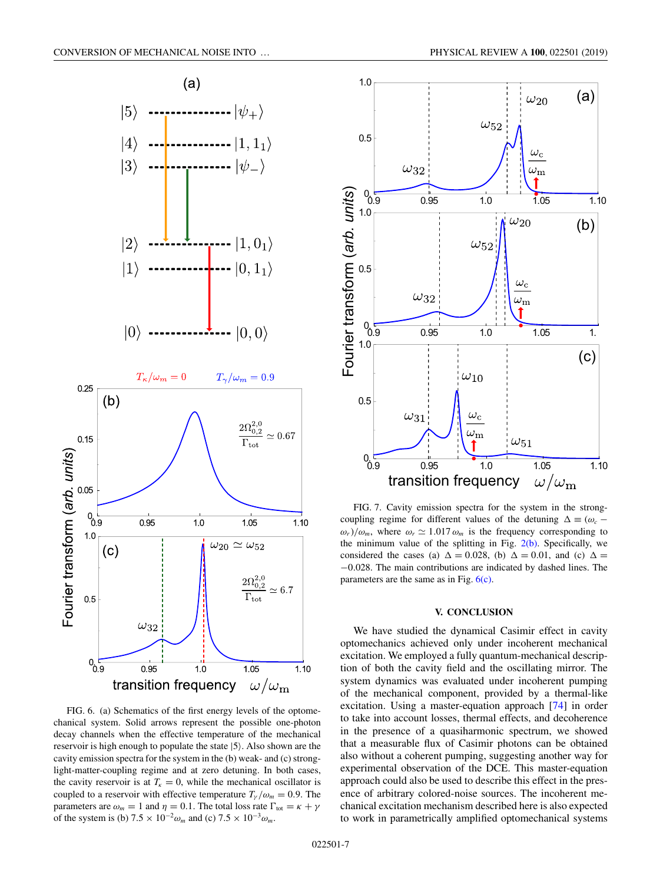FIG. 6. (a) Schematics of the first energy levels of the optomechanical system. Solid arrows represent the possible one-photon decay channels when the effective temperature of the mechanical reservoir is high enough to populate the state $|5\rangle$. Also shown are the cavity emission spectra for the system in the (b) weak- and (c) strong-light-matter-coupling regime and at zero detuning. In both cases, the cavity reservoir is at $T_\kappa = 0$, while the mechanical oscillator is coupled to a reservoir with effective temperature $T_\gamma/\omega_m = 0.9$. The parameters are $\omega_m = 1$ and $\eta = 0.1$. The total loss rate $\Gamma_{\rm tot} = \kappa + \gamma$ of the system is (b) $7.5 \times 10^{-2}\omega_m$ and (c) $7.5 \times 10^{-3}\omega_m$.

FIG. 7. Cavity emission spectra for the system in the strong-coupling regime for different values of the detuning $\Delta \equiv (\omega_c - \omega_r)/\omega_m$, where $\omega_r \simeq 1.017\,\omega_m$ is the frequency corresponding to the minimum value of the splitting in Fig. 2(b). Specifically, we considered the cases (a) $\Delta = 0.028$, (b) $\Delta = 0.01$, and (c) $\Delta = -0.028$. The main contributions are indicated by dashed lines. The parameters are the same as in Fig. 6(c).

## V. CONCLUSION

We have studied the dynamical Casimir effect in cavity optomechanics achieved only under incoherent mechanical excitation. We employed a fully quantum-mechanical description of both the cavity field and the oscillating mirror. The system dynamics was evaluated under incoherent pumping of the mechanical component, provided by a thermal-like excitation. Using a master-equation approach [74] in order to take into account losses, thermal effects, and decoherence in the presence of a quasiharmonic spectrum, we showed that a measurable flux of Casimir photons can be obtained also without a coherent pumping, suggesting another way for experimental observation of the DCE. This master-equation approach could also be used to describe this effect in the presence of arbitrary colored-noise sources. The incoherent mechanical excitation mechanism described here is also expected to work in parametrically amplified optomechanical systems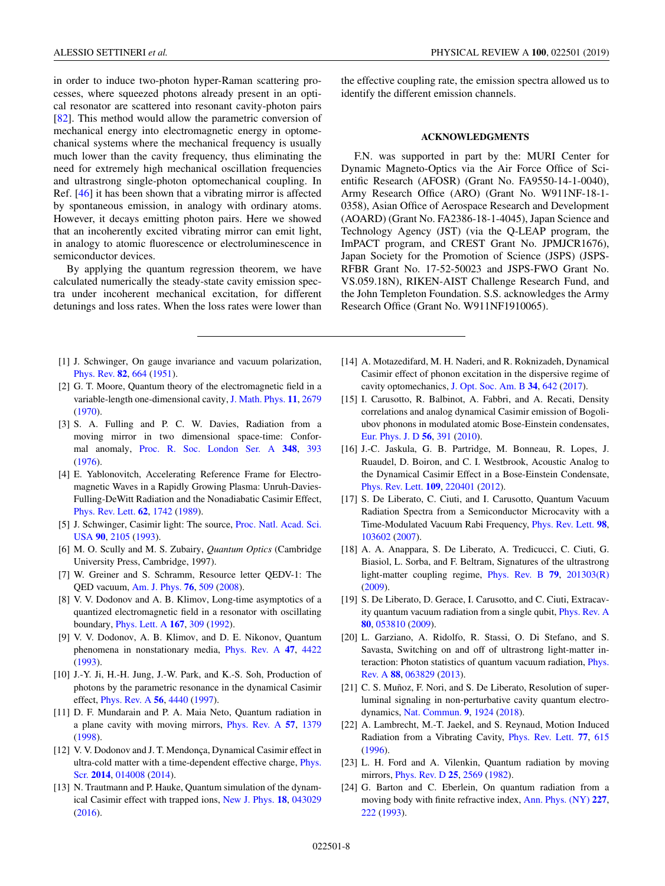in order to induce two-photon hyper-Raman scattering processes, where squeezed photons already present in an optical resonator are scattered into resonant cavity-photon pairs [82]. This method would allow the parametric conversion of mechanical energy into electromagnetic energy in optomechanical systems where the mechanical frequency is usually much lower than the cavity frequency, thus eliminating the need for extremely high mechanical oscillation frequencies and ultrastrong single-photon optomechanical coupling. In Ref. [46] it has been shown that a vibrating mirror is affected by spontaneous emission, in analogy with ordinary atoms. However, it decays emitting photon pairs. Here we showed that an incoherently excited vibrating mirror can emit light, in analogy to atomic fluorescence or electroluminescence in semiconductor devices.

By applying the quantum regression theorem, we have calculated numerically the steady-state cavity emission spectra under incoherent mechanical excitation, for different detunings and loss rates. When the loss rates were lower than the effective coupling rate, the emission spectra allowed us to identify the different emission channels.

## ACKNOWLEDGMENTS

F.N. was supported in part by the: MURI Center for Dynamic Magneto-Optics via the Air Force Office of Scientific Research (AFOSR) (Grant No. FA9550-14-1-0040), Army Research Office (ARO) (Grant No. W911NF-18-1-0358), Asian Office of Aerospace Research and Development (AOARD) (Grant No. FA2386-18-1-4045), Japan Science and Technology Agency (JST) (via the Q-LEAP program, the ImPACT program, and CREST Grant No. JPMJCR1676), Japan Society for the Promotion of Science (JSPS) (JSPS-RFBR Grant No. 17-52-50023 and JSPS-FWO Grant No. VS.059.18N), RIKEN-AIST Challenge Research Fund, and the John Templeton Foundation. S.S. acknowledges the Army Research Office (Grant No. W911NF1910065).

---

[1] J. Schwinger, On gauge invariance and vacuum polarization, Phys. Rev. **82**, 664 (1951).

[2] G. T. Moore, Quantum theory of the electromagnetic field in a variable-length one-dimensional cavity, J. Math. Phys. **11**, 2679 (1970).

[3] S. A. Fulling and P. C. W. Davies, Radiation from a moving mirror in two dimensional space-time: Conformal anomaly, Proc. R. Soc. London Ser. A **348**, 393 (1976).

[4] E. Yablonovitch, Accelerating Reference Frame for Electromagnetic Waves in a Rapidly Growing Plasma: Unruh-Davies-Fulling-DeWitt Radiation and the Nonadiabatic Casimir Effect, Phys. Rev. Lett. **62**, 1742 (1989).

[5] J. Schwinger, Casimir light: The source, Proc. Natl. Acad. Sci. USA **90**, 2105 (1993).

[6] M. O. Scully and M. S. Zubairy, *Quantum Optics* (Cambridge University Press, Cambridge, 1997).

[7] W. Greiner and S. Schramm, Resource letter QEDV-1: The QED vacuum, Am. J. Phys. **76**, 509 (2008).

[8] V. V. Dodonov and A. B. Klimov, Long-time asymptotics of a quantized electromagnetic field in a resonator with oscillating boundary, Phys. Lett. A **167**, 309 (1992).

[9] V. V. Dodonov, A. B. Klimov, and D. E. Nikonov, Quantum phenomena in nonstationary media, Phys. Rev. A **47**, 4422 (1993).

[10] J.-Y. Ji, H.-H. Jung, J.-W. Park, and K.-S. Soh, Production of photons by the parametric resonance in the dynamical Casimir effect, Phys. Rev. A **56**, 4440 (1997).

[11] D. F. Mundarain and P. A. Maia Neto, Quantum radiation in a plane cavity with moving mirrors, Phys. Rev. A **57**, 1379 (1998).

[12] V. V. Dodonov and J. T. Mendonça, Dynamical Casimir effect in ultra-cold matter with a time-dependent effective charge, Phys. Scr. **2014**, 014008 (2014).

[13] N. Trautmann and P. Hauke, Quantum simulation of the dynamical Casimir effect with trapped ions, New J. Phys. **18**, 043029 (2016).

[14] A. Motazedifard, M. H. Naderi, and R. Roknizadeh, Dynamical Casimir effect of phonon excitation in the dispersive regime of cavity optomechanics, J. Opt. Soc. Am. B **34**, 642 (2017).

[15] I. Carusotto, R. Balbinot, A. Fabbri, and A. Recati, Density correlations and analog dynamical Casimir emission of Bogoliubov phonons in modulated atomic Bose-Einstein condensates, Eur. Phys. J. D **56**, 391 (2010).

[16] J.-C. Jaskula, G. B. Partridge, M. Bonneau, R. Lopes, J. Ruaudel, D. Boiron, and C. I. Westbrook, Acoustic Analog to the Dynamical Casimir Effect in a Bose-Einstein Condensate, Phys. Rev. Lett. **109**, 220401 (2012).

[17] S. De Liberato, C. Ciuti, and I. Carusotto, Quantum Vacuum Radiation Spectra from a Semiconductor Microcavity with a Time-Modulated Vacuum Rabi Frequency, Phys. Rev. Lett. **98**, 103602 (2007).

[18] A. A. Anappara, S. De Liberato, A. Tredicucci, C. Ciuti, G. Biasiol, L. Sorba, and F. Beltram, Signatures of the ultrastrong light-matter coupling regime, Phys. Rev. B **79**, 201303(R) (2009).

[19] S. De Liberato, D. Gerace, I. Carusotto, and C. Ciuti, Extracavity quantum vacuum radiation from a single qubit, Phys. Rev. A **80**, 053810 (2009).

[20] L. Garziano, A. Ridolfo, R. Stassi, O. Di Stefano, and S. Savasta, Switching on and off of ultrastrong light-matter interaction: Photon statistics of quantum vacuum radiation, Phys. Rev. A **88**, 063829 (2013).

[21] C. S. Muñoz, F. Nori, and S. De Liberato, Resolution of superluminal signaling in non-perturbative cavity quantum electrodynamics, Nat. Commun. **9**, 1924 (2018).

[22] A. Lambrecht, M.-T. Jaekel, and S. Reynaud, Motion Induced Radiation from a Vibrating Cavity, Phys. Rev. Lett. **77**, 615 (1996).

[23] L. H. Ford and A. Vilenkin, Quantum radiation by moving mirrors, Phys. Rev. D **25**, 2569 (1982).

[24] G. Barton and C. Eberlein, On quantum radiation from a moving body with finite refractive index, Ann. Phys. (NY) **227**, 222 (1993).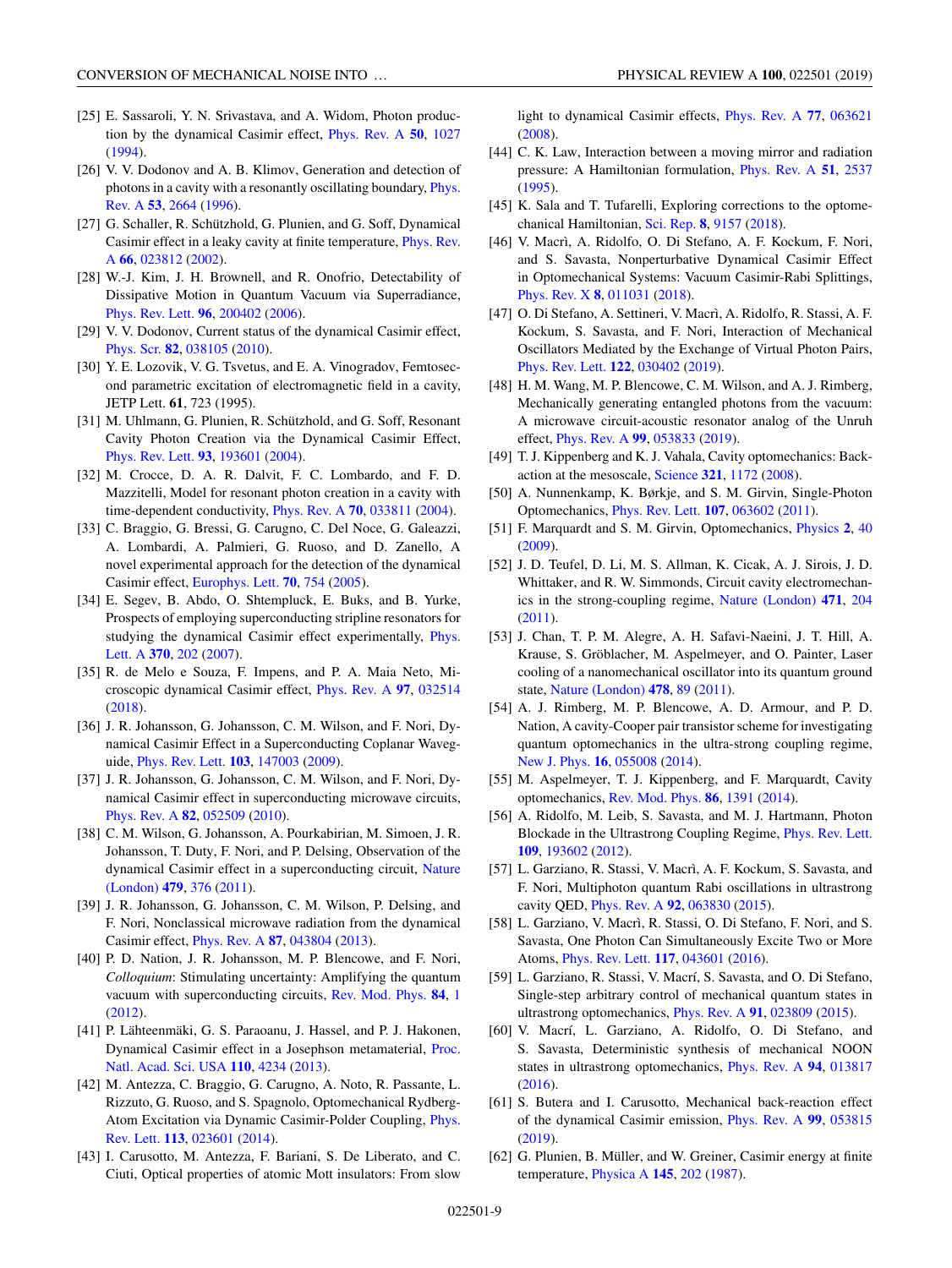[25] E. Sassaroli, Y. N. Srivastava, and A. Widom, Photon production by the dynamical Casimir effect, Phys. Rev. A **50**, 1027 (1994).

[26] V. V. Dodonov and A. B. Klimov, Generation and detection of photons in a cavity with a resonantly oscillating boundary, Phys. Rev. A **53**, 2664 (1996).

[27] G. Schaller, R. Schützhold, G. Plunien, and G. Soff, Dynamical Casimir effect in a leaky cavity at finite temperature, Phys. Rev. A **66**, 023812 (2002).

[28] W.-J. Kim, J. H. Brownell, and R. Onofrio, Detectability of Dissipative Motion in Quantum Vacuum via Superradiance, Phys. Rev. Lett. **96**, 200402 (2006).

[29] V. V. Dodonov, Current status of the dynamical Casimir effect, Phys. Scr. **82**, 038105 (2010).

[30] Y. E. Lozovik, V. G. Tsvetus, and E. A. Vinogradov, Femtosecond parametric excitation of electromagnetic field in a cavity, JETP Lett. **61**, 723 (1995).

[31] M. Uhlmann, G. Plunien, R. Schützhold, and G. Soff, Resonant Cavity Photon Creation via the Dynamical Casimir Effect, Phys. Rev. Lett. **93**, 193601 (2004).

[32] M. Crocce, D. A. R. Dalvit, F. C. Lombardo, and F. D. Mazzitelli, Model for resonant photon creation in a cavity with time-dependent conductivity, Phys. Rev. A **70**, 033811 (2004).

[33] C. Braggio, G. Bressi, G. Carugno, C. Del Noce, G. Galeazzi, A. Lombardi, A. Palmieri, G. Ruoso, and D. Zanello, A novel experimental approach for the detection of the dynamical Casimir effect, Europhys. Lett. **70**, 754 (2005).

[34] E. Segev, B. Abdo, O. Shtempluck, E. Buks, and B. Yurke, Prospects of employing superconducting stripline resonators for studying the dynamical Casimir effect experimentally, Phys. Lett. A **370**, 202 (2007).

[35] R. de Melo e Souza, F. Impens, and P. A. Maia Neto, Microscopic dynamical Casimir effect, Phys. Rev. A **97**, 032514 (2018).

[36] J. R. Johansson, G. Johansson, C. M. Wilson, and F. Nori, Dynamical Casimir Effect in a Superconducting Coplanar Waveguide, Phys. Rev. Lett. **103**, 147003 (2009).

[37] J. R. Johansson, G. Johansson, C. M. Wilson, and F. Nori, Dynamical Casimir effect in superconducting microwave circuits, Phys. Rev. A **82**, 052509 (2010).

[38] C. M. Wilson, G. Johansson, A. Pourkabirian, M. Simoen, J. R. Johansson, T. Duty, F. Nori, and P. Delsing, Observation of the dynamical Casimir effect in a superconducting circuit, Nature (London) **479**, 376 (2011).

[39] J. R. Johansson, G. Johansson, C. M. Wilson, P. Delsing, and F. Nori, Nonclassical microwave radiation from the dynamical Casimir effect, Phys. Rev. A **87**, 043804 (2013).

[40] P. D. Nation, J. R. Johansson, M. P. Blencowe, and F. Nori, *Colloquium*: Stimulating uncertainty: Amplifying the quantum vacuum with superconducting circuits, Rev. Mod. Phys. **84**, 1 (2012).

[41] P. Lähteenmäki, G. S. Paraoanu, J. Hassel, and P. J. Hakonen, Dynamical Casimir effect in a Josephson metamaterial, Proc. Natl. Acad. Sci. USA **110**, 4234 (2013).

[42] M. Antezza, C. Braggio, G. Carugno, A. Noto, R. Passante, L. Rizzuto, G. Ruoso, and S. Spagnolo, Optomechanical Rydberg-Atom Excitation via Dynamic Casimir-Polder Coupling, Phys. Rev. Lett. **113**, 023601 (2014).

[43] I. Carusotto, M. Antezza, F. Bariani, S. De Liberato, and C. Ciuti, Optical properties of atomic Mott insulators: From slow light to dynamical Casimir effects, Phys. Rev. A **77**, 063621 (2008).

[44] C. K. Law, Interaction between a moving mirror and radiation pressure: A Hamiltonian formulation, Phys. Rev. A **51**, 2537 (1995).

[45] K. Sala and T. Tufarelli, Exploring corrections to the optomechanical Hamiltonian, Sci. Rep. **8**, 9157 (2018).

[46] V. Macrì, A. Ridolfo, O. Di Stefano, A. F. Kockum, F. Nori, and S. Savasta, Nonperturbative Dynamical Casimir Effect in Optomechanical Systems: Vacuum Casimir-Rabi Splittings, Phys. Rev. X **8**, 011031 (2018).

[47] O. Di Stefano, A. Settineri, V. Macrì, A. Ridolfo, R. Stassi, A. F. Kockum, S. Savasta, and F. Nori, Interaction of Mechanical Oscillators Mediated by the Exchange of Virtual Photon Pairs, Phys. Rev. Lett. **122**, 030402 (2019).

[48] H. M. Wang, M. P. Blencowe, C. M. Wilson, and A. J. Rimberg, Mechanically generating entangled photons from the vacuum: A microwave circuit-acoustic resonator analog of the Unruh effect, Phys. Rev. A **99**, 053833 (2019).

[49] T. J. Kippenberg and K. J. Vahala, Cavity optomechanics: Backaction at the mesoscale, Science **321**, 1172 (2008).

[50] A. Nunnenkamp, K. Børkje, and S. M. Girvin, Single-Photon Optomechanics, Phys. Rev. Lett. **107**, 063602 (2011).

[51] F. Marquardt and S. M. Girvin, Optomechanics, Physics **2**, 40 (2009).

[52] J. D. Teufel, D. Li, M. S. Allman, K. Cicak, A. J. Sirois, J. D. Whittaker, and R. W. Simmonds, Circuit cavity electromechanics in the strong-coupling regime, Nature (London) **471**, 204 (2011).

[53] J. Chan, T. P. M. Alegre, A. H. Safavi-Naeini, J. T. Hill, A. Krause, S. Gröblacher, M. Aspelmeyer, and O. Painter, Laser cooling of a nanomechanical oscillator into its quantum ground state, Nature (London) **478**, 89 (2011).

[54] A. J. Rimberg, M. P. Blencowe, A. D. Armour, and P. D. Nation, A cavity-Cooper pair transistor scheme for investigating quantum optomechanics in the ultra-strong coupling regime, New J. Phys. **16**, 055008 (2014).

[55] M. Aspelmeyer, T. J. Kippenberg, and F. Marquardt, Cavity optomechanics, Rev. Mod. Phys. **86**, 1391 (2014).

[56] A. Ridolfo, M. Leib, S. Savasta, and M. J. Hartmann, Photon Blockade in the Ultrastrong Coupling Regime, Phys. Rev. Lett. **109**, 193602 (2012).

[57] L. Garziano, R. Stassi, V. Macrì, A. F. Kockum, S. Savasta, and F. Nori, Multiphoton quantum Rabi oscillations in ultrastrong cavity QED, Phys. Rev. A **92**, 063830 (2015).

[58] L. Garziano, V. Macrì, R. Stassi, O. Di Stefano, F. Nori, and S. Savasta, One Photon Can Simultaneously Excite Two or More Atoms, Phys. Rev. Lett. **117**, 043601 (2016).

[59] L. Garziano, R. Stassi, V. Macrí, S. Savasta, and O. Di Stefano, Single-step arbitrary control of mechanical quantum states in ultrastrong optomechanics, Phys. Rev. A **91**, 023809 (2015).

[60] V. Macrí, L. Garziano, A. Ridolfo, O. Di Stefano, and S. Savasta, Deterministic synthesis of mechanical NOON states in ultrastrong optomechanics, Phys. Rev. A **94**, 013817 (2016).

[61] S. Butera and I. Carusotto, Mechanical back-reaction effect of the dynamical Casimir emission, Phys. Rev. A **99**, 053815 (2019).

[62] G. Plunien, B. Müller, and W. Greiner, Casimir energy at finite temperature, Physica A **145**, 202 (1987).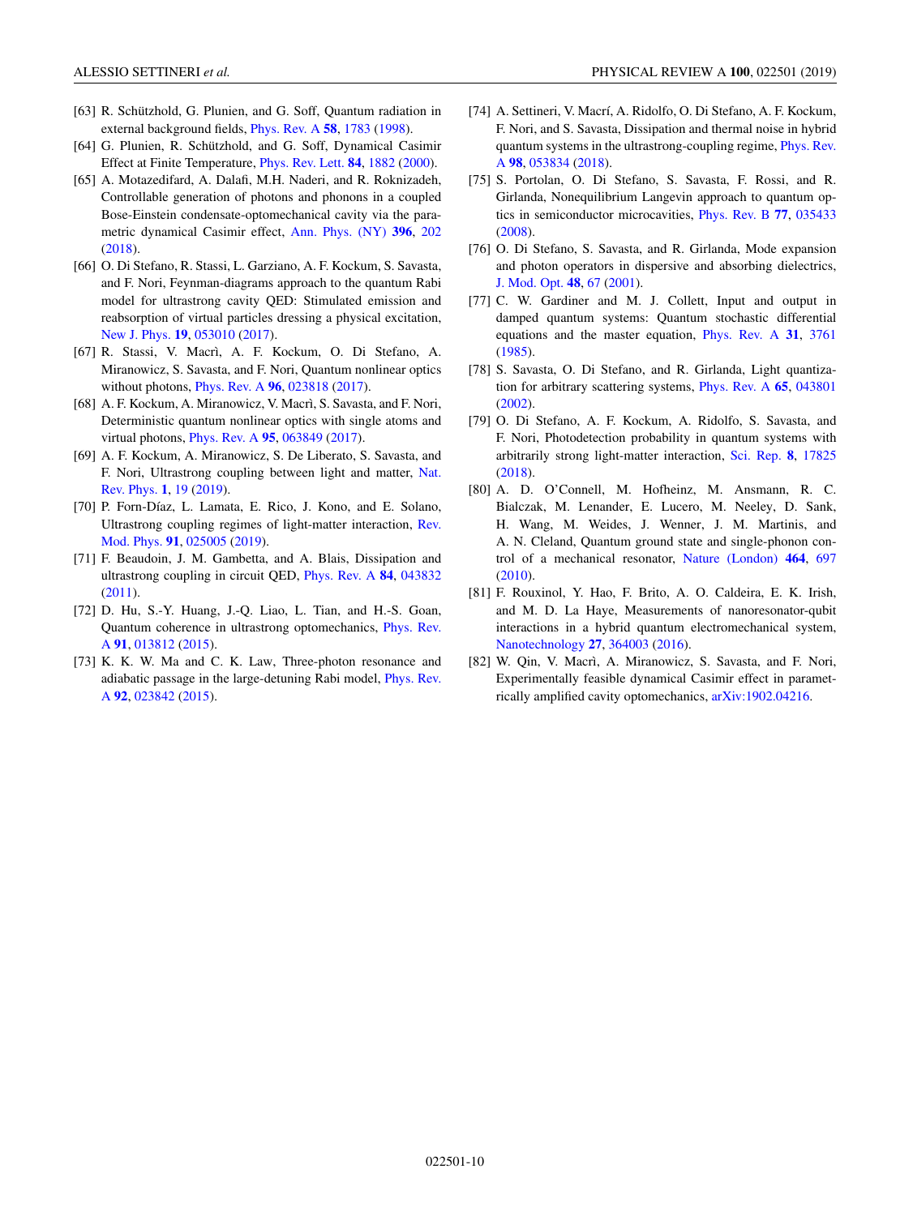[63] R. Schützhold, G. Plunien, and G. Soff, Quantum radiation in external background fields, Phys. Rev. A **58**, 1783 (1998).

[64] G. Plunien, R. Schützhold, and G. Soff, Dynamical Casimir Effect at Finite Temperature, Phys. Rev. Lett. **84**, 1882 (2000).

[65] A. Motazedifard, A. Dalafi, M.H. Naderi, and R. Roknizadeh, Controllable generation of photons and phonons in a coupled Bose-Einstein condensate-optomechanical cavity via the parametric dynamical Casimir effect, Ann. Phys. (NY) **396**, 202 (2018).

[66] O. Di Stefano, R. Stassi, L. Garziano, A. F. Kockum, S. Savasta, and F. Nori, Feynman-diagrams approach to the quantum Rabi model for ultrastrong cavity QED: Stimulated emission and reabsorption of virtual particles dressing a physical excitation, New J. Phys. **19**, 053010 (2017).

[67] R. Stassi, V. Macrì, A. F. Kockum, O. Di Stefano, A. Miranowicz, S. Savasta, and F. Nori, Quantum nonlinear optics without photons, Phys. Rev. A **96**, 023818 (2017).

[68] A. F. Kockum, A. Miranowicz, V. Macrì, S. Savasta, and F. Nori, Deterministic quantum nonlinear optics with single atoms and virtual photons, Phys. Rev. A **95**, 063849 (2017).

[69] A. F. Kockum, A. Miranowicz, S. De Liberato, S. Savasta, and F. Nori, Ultrastrong coupling between light and matter, Nat. Rev. Phys. **1**, 19 (2019).

[70] P. Forn-Díaz, L. Lamata, E. Rico, J. Kono, and E. Solano, Ultrastrong coupling regimes of light-matter interaction, Rev. Mod. Phys. **91**, 025005 (2019).

[71] F. Beaudoin, J. M. Gambetta, and A. Blais, Dissipation and ultrastrong coupling in circuit QED, Phys. Rev. A **84**, 043832 (2011).

[72] D. Hu, S.-Y. Huang, J.-Q. Liao, L. Tian, and H.-S. Goan, Quantum coherence in ultrastrong optomechanics, Phys. Rev. A **91**, 013812 (2015).

[73] K. K. W. Ma and C. K. Law, Three-photon resonance and adiabatic passage in the large-detuning Rabi model, Phys. Rev. A **92**, 023842 (2015).

[74] A. Settineri, V. Macrí, A. Ridolfo, O. Di Stefano, A. F. Kockum, F. Nori, and S. Savasta, Dissipation and thermal noise in hybrid quantum systems in the ultrastrong-coupling regime, Phys. Rev. A **98**, 053834 (2018).

[75] S. Portolan, O. Di Stefano, S. Savasta, F. Rossi, and R. Girlanda, Nonequilibrium Langevin approach to quantum optics in semiconductor microcavities, Phys. Rev. B **77**, 035433 (2008).

[76] O. Di Stefano, S. Savasta, and R. Girlanda, Mode expansion and photon operators in dispersive and absorbing dielectrics, J. Mod. Opt. **48**, 67 (2001).

[77] C. W. Gardiner and M. J. Collett, Input and output in damped quantum systems: Quantum stochastic differential equations and the master equation, Phys. Rev. A **31**, 3761 (1985).

[78] S. Savasta, O. Di Stefano, and R. Girlanda, Light quantization for arbitrary scattering systems, Phys. Rev. A **65**, 043801 (2002).

[79] O. Di Stefano, A. F. Kockum, A. Ridolfo, S. Savasta, and F. Nori, Photodetection probability in quantum systems with arbitrarily strong light-matter interaction, Sci. Rep. **8**, 17825 (2018).

[80] A. D. O'Connell, M. Hofheinz, M. Ansmann, R. C. Bialczak, M. Lenander, E. Lucero, M. Neeley, D. Sank, H. Wang, M. Weides, J. Wenner, J. M. Martinis, and A. N. Cleland, Quantum ground state and single-phonon control of a mechanical resonator, Nature (London) **464**, 697 (2010).

[81] F. Rouxinol, Y. Hao, F. Brito, A. O. Caldeira, E. K. Irish, and M. D. La Haye, Measurements of nanoresonator-qubit interactions in a hybrid quantum electromechanical system, Nanotechnology **27**, 364003 (2016).

[82] W. Qin, V. Macrì, A. Miranowicz, S. Savasta, and F. Nori, Experimentally feasible dynamical Casimir effect in parametrically amplified cavity optomechanics, arXiv:1902.04216.